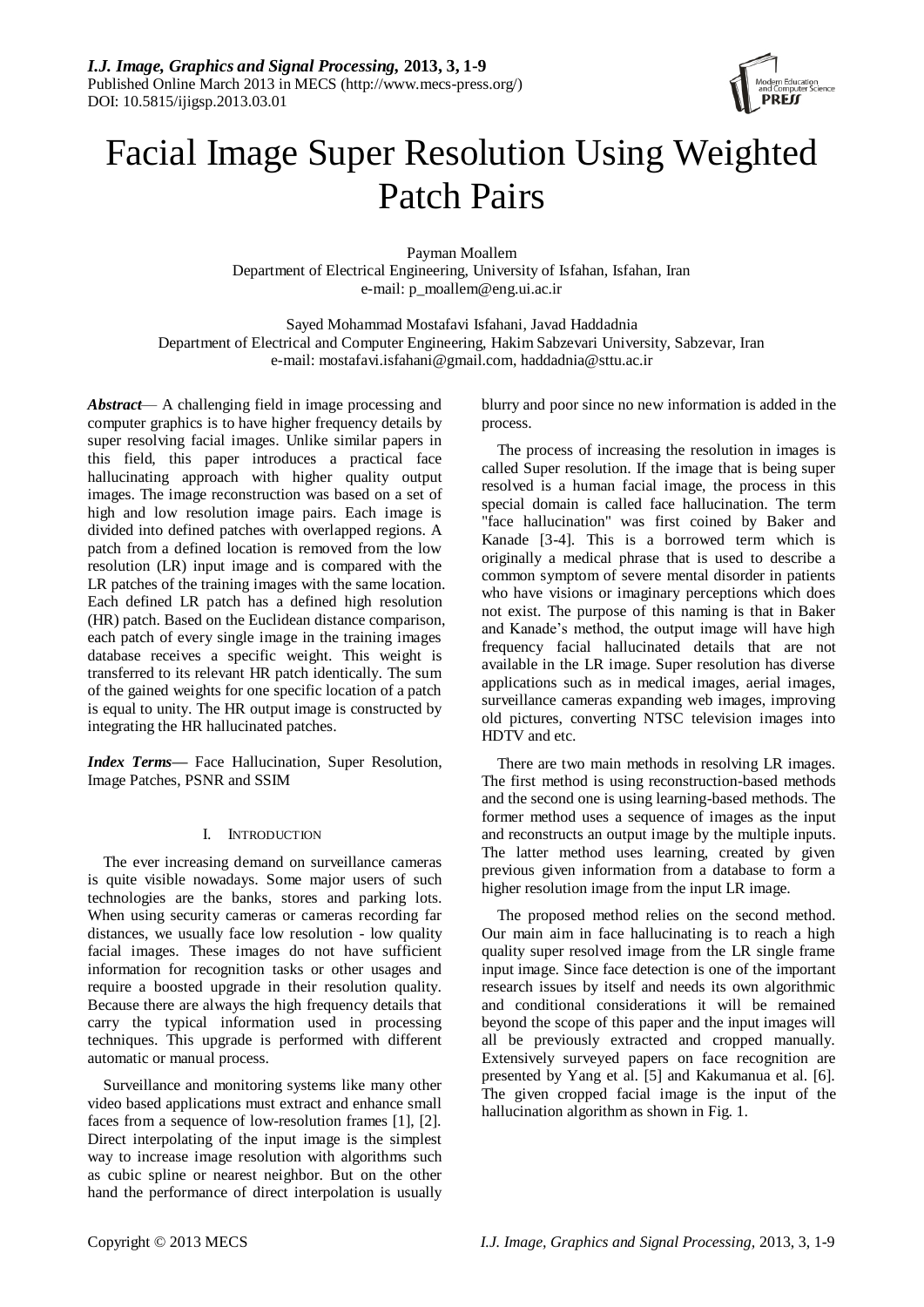# Facial Image Super Resolution Using Weighted Patch Pairs

Payman Moallem
Department of Electrical Engineering, University of Isfahan, Isfahan, Iran
e-mail: p_moallem@eng.ui.ac.ir

Sayed Mohammad Mostafavi Isfahani, Javad Haddadnia
Department of Electrical and Computer Engineering, Hakim Sabzevari University, Sabzevar, Iran
e-mail: mostafavi.isfahani@gmail.com, haddadnia@sttu.ac.ir

***Abstract*** — A challenging field in image processing and computer graphics is to have higher frequency details by super resolving facial images. Unlike similar papers in this field, this paper introduces a practical face hallucinating approach with higher quality output images. The image reconstruction was based on a set of high and low resolution image pairs. Each image is divided into defined patches with overlapped regions. A patch from a defined location is removed from the low resolution (LR) input image and is compared with the LR patches of the training images with the same location. Each defined LR patch has a defined high resolution (HR) patch. Based on the Euclidean distance comparison, each patch of every single image in the training images database receives a specific weight. This weight is transferred to its relevant HR patch identically. The sum of the gained weights for one specific location of a patch is equal to unity. The HR output image is constructed by integrating the HR hallucinated patches.

***Index Terms*** — Face Hallucination, Super Resolution, Image Patches, PSNR and SSIM

## I. Introduction

The ever increasing demand on surveillance cameras is quite visible nowadays. Some major users of such technologies are the banks, stores and parking lots. When using security cameras or cameras recording far distances, we usually face low resolution - low quality facial images. These images do not have sufficient information for recognition tasks or other usages and require a boosted upgrade in their resolution quality. Because there are always the high frequency details that carry the typical information used in processing techniques. This upgrade is performed with different automatic or manual process.

Surveillance and monitoring systems like many other video based applications must extract and enhance small faces from a sequence of low-resolution frames [1], [2]. Direct interpolating of the input image is the simplest way to increase image resolution with algorithms such as cubic spline or nearest neighbor. But on the other hand the performance of direct interpolation is usually blurry and poor since no new information is added in the process.

The process of increasing the resolution in images is called Super resolution. If the image that is being super resolved is a human facial image, the process in this special domain is called face hallucination. The term "face hallucination" was first coined by Baker and Kanade [3-4]. This is a borrowed term which is originally a medical phrase that is used to describe a common symptom of severe mental disorder in patients who have visions or imaginary perceptions which does not exist. The purpose of this naming is that in Baker and Kanade's method, the output image will have high frequency facial hallucinated details that are not available in the LR image. Super resolution has diverse applications such as in medical images, aerial images, surveillance cameras expanding web images, improving old pictures, converting NTSC television images into HDTV and etc.

There are two main methods in resolving LR images. The first method is using reconstruction-based methods and the second one is using learning-based methods. The former method uses a sequence of images as the input and reconstructs an output image by the multiple inputs. The latter method uses learning, created by given previous given information from a database to form a higher resolution image from the input LR image.

The proposed method relies on the second method. Our main aim in face hallucinating is to reach a high quality super resolved image from the LR single frame input image. Since face detection is one of the important research issues by itself and needs its own algorithmic and conditional considerations it will be remained beyond the scope of this paper and the input images will all be previously extracted and cropped manually. Extensively surveyed papers on face recognition are presented by Yang et al. [5] and Kakumanua et al. [6]. The given cropped facial image is the input of the hallucination algorithm as shown in Fig. 1.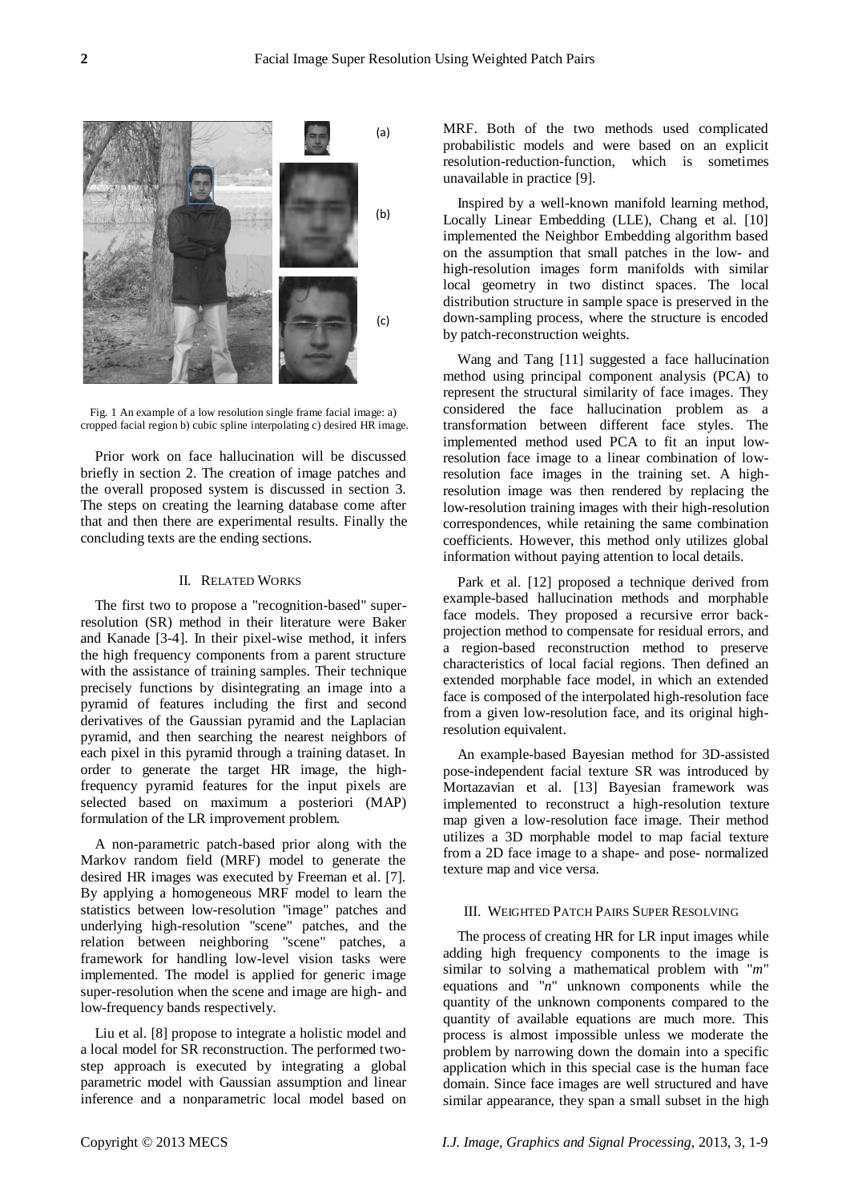Fig. 1 An example of a low resolution single frame facial image: a) cropped facial region b) cubic spline interpolating c) desired HR image.

Prior work on face hallucination will be discussed briefly in section 2. The creation of image patches and the overall proposed system is discussed in section 3. The steps on creating the learning database come after that and then there are experimental results. Finally the concluding texts are the ending sections.

## II. Related Works

The first two to propose a "recognition-based" super-resolution (SR) method in their literature were Baker and Kanade [3-4]. In their pixel-wise method, it infers the high frequency components from a parent structure with the assistance of training samples. Their technique precisely functions by disintegrating an image into a pyramid of features including the first and second derivatives of the Gaussian pyramid and the Laplacian pyramid, and then searching the nearest neighbors of each pixel in this pyramid through a training dataset. In order to generate the target HR image, the high-frequency pyramid features for the input pixels are selected based on maximum a posteriori (MAP) formulation of the LR improvement problem.

A non-parametric patch-based prior along with the Markov random field (MRF) model to generate the desired HR images was executed by Freeman et al. [7]. By applying a homogeneous MRF model to learn the statistics between low-resolution "image" patches and underlying high-resolution "scene" patches, and the relation between neighboring "scene" patches, a framework for handling low-level vision tasks were implemented. The model is applied for generic image super-resolution when the scene and image are high- and low-frequency bands respectively.

Liu et al. [8] propose to integrate a holistic model and a local model for SR reconstruction. The performed two-step approach is executed by integrating a global parametric model with Gaussian assumption and linear inference and a nonparametric local model based on MRF. Both of the two methods used complicated probabilistic models and were based on an explicit resolution-reduction-function, which is sometimes unavailable in practice [9].

Inspired by a well-known manifold learning method, Locally Linear Embedding (LLE), Chang et al. [10] implemented the Neighbor Embedding algorithm based on the assumption that small patches in the low- and high-resolution images form manifolds with similar local geometry in two distinct spaces. The local distribution structure in sample space is preserved in the down-sampling process, where the structure is encoded by patch-reconstruction weights.

Wang and Tang [11] suggested a face hallucination method using principal component analysis (PCA) to represent the structural similarity of face images. They considered the face hallucination problem as a transformation between different face styles. The implemented method used PCA to fit an input low-resolution face image to a linear combination of low-resolution face images in the training set. A high-resolution image was then rendered by replacing the low-resolution training images with their high-resolution correspondences, while retaining the same combination coefficients. However, this method only utilizes global information without paying attention to local details.

Park et al. [12] proposed a technique derived from example-based hallucination methods and morphable face models. They proposed a recursive error back-projection method to compensate for residual errors, and a region-based reconstruction method to preserve characteristics of local facial regions. Then defined an extended morphable face model, in which an extended face is composed of the interpolated high-resolution face from a given low-resolution face, and its original high-resolution equivalent.

An example-based Bayesian method for 3D-assisted pose-independent facial texture SR was introduced by Mortazavian et al. [13] Bayesian framework was implemented to reconstruct a high-resolution texture map given a low-resolution face image. Their method utilizes a 3D morphable model to map facial texture from a 2D face image to a shape- and pose- normalized texture map and vice versa.

## III. Weighted Patch Pairs Super Resolving

The process of creating HR for LR input images while adding high frequency components to the image is similar to solving a mathematical problem with "*m*" equations and "*n*" unknown components while the quantity of the unknown components compared to the quantity of available equations are much more. This process is almost impossible unless we moderate the problem by narrowing down the domain into a specific application which in this special case is the human face domain. Since face images are well structured and have similar appearance, they span a small subset in the high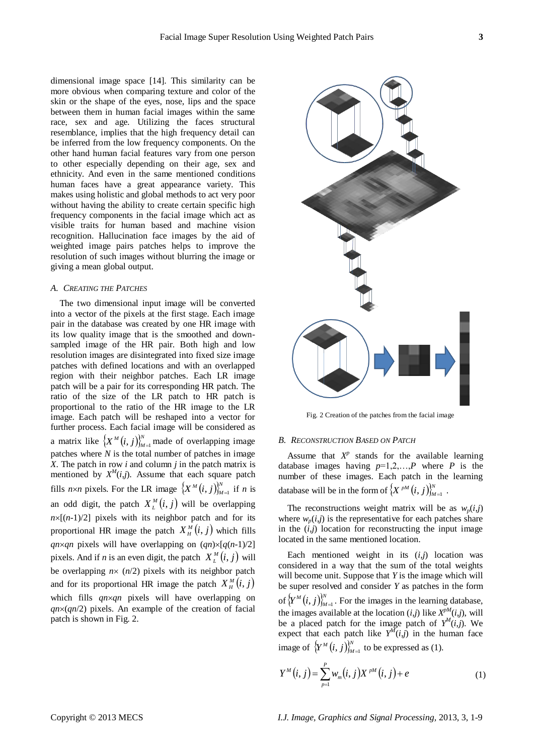dimensional image space [14]. This similarity can be more obvious when comparing texture and color of the skin or the shape of the eyes, nose, lips and the space between them in human facial images within the same race, sex and age. Utilizing the faces structural resemblance, implies that the high frequency detail can be inferred from the low frequency components. On the other hand human facial features vary from one person to other especially depending on their age, sex and ethnicity. And even in the same mentioned conditions human faces have a great appearance variety. This makes using holistic and global methods to act very poor without having the ability to create certain specific high frequency components in the facial image which act as visible traits for human based and machine vision recognition. Hallucination face images by the aid of weighted image pairs patches helps to improve the resolution of such images without blurring the image or giving a mean global output.

### A. Creating the Patches

The two dimensional input image will be converted into a vector of the pixels at the first stage. Each image pair in the database was created by one HR image with its low quality image that is the smoothed and down-sampled image of the HR pair. Both high and low resolution images are disintegrated into fixed size image patches with defined locations and with an overlapped region with their neighbor patches. Each LR image patch will be a pair for its corresponding HR patch. The ratio of the size of the LR patch to HR patch is proportional to the ratio of the HR image to the LR image. Each patch will be reshaped into a vector for further process. Each facial image will be considered as a matrix like $\{X^M(i,j)\}_{M=1}^N$ made of overlapping image patches where $N$ is the total number of patches in image $X$. The patch in row $i$ and column $j$ in the patch matrix is mentioned by $X^M(i,j)$. Assume that each square patch fills $n\times n$ pixels. For the LR image $\{X^M(i,j)\}_{M=1}^N$ if $n$ is an odd digit, the patch $X_L^M(i,j)$ will be overlapping $n\times[(n-1)/2]$ pixels with its neighbor patch and for its proportional HR image the patch $X_H^M(i,j)$ which fills $qn\times qn$ pixels will have overlapping on $(qn)\times[q(n-1)/2]$ pixels. And if $n$ is an even digit, the patch $X_L^M(i,j)$ will be overlapping $n\times(n/2)$ pixels with its neighbor patch and for its proportional HR image the patch $X_H^M(i,j)$ which fills $qn\times qn$ pixels will have overlapping on $qn\times(qn/2)$ pixels. An example of the creation of facial patch is shown in Fig. 2.

Fig. 2 Creation of the patches from the facial image

### B. Reconstruction Based on Patch

Assume that $X^p$ stands for the available learning database images having $p=1,2,\ldots,P$ where $P$ is the number of these images. Each patch in the learning database will be in the form of $\{X^{pM}(i,j)\}_{M=1}^N$.

The reconstructions weight matrix will be as $w_p(i,j)$ where $w_p(i,j)$ is the representative for each patches share in the $(i,j)$ location for reconstructing the input image located in the same mentioned location.

Each mentioned weight in its $(i,j)$ location was considered in a way that the sum of the total weights will become unit. Suppose that $Y$ is the image which will be super resolved and consider $Y$ as patches in the form of $\{Y^M(i,j)\}_{M=1}^N$. For the images in the learning database, the images available at the location $(i,j)$ like $X^{pM}(i,j)$, will be a placed patch for the image patch of $Y^M(i,j)$. We expect that each patch like $Y^M(i,j)$ in the human face image of $\{Y^M(i,j)\}_{M=1}^N$ to be expressed as (1).

$$Y^M(i,j)=\sum_{p=1}^{P}w_m(i,j)X^{pM}(i,j)+e \tag{1}$$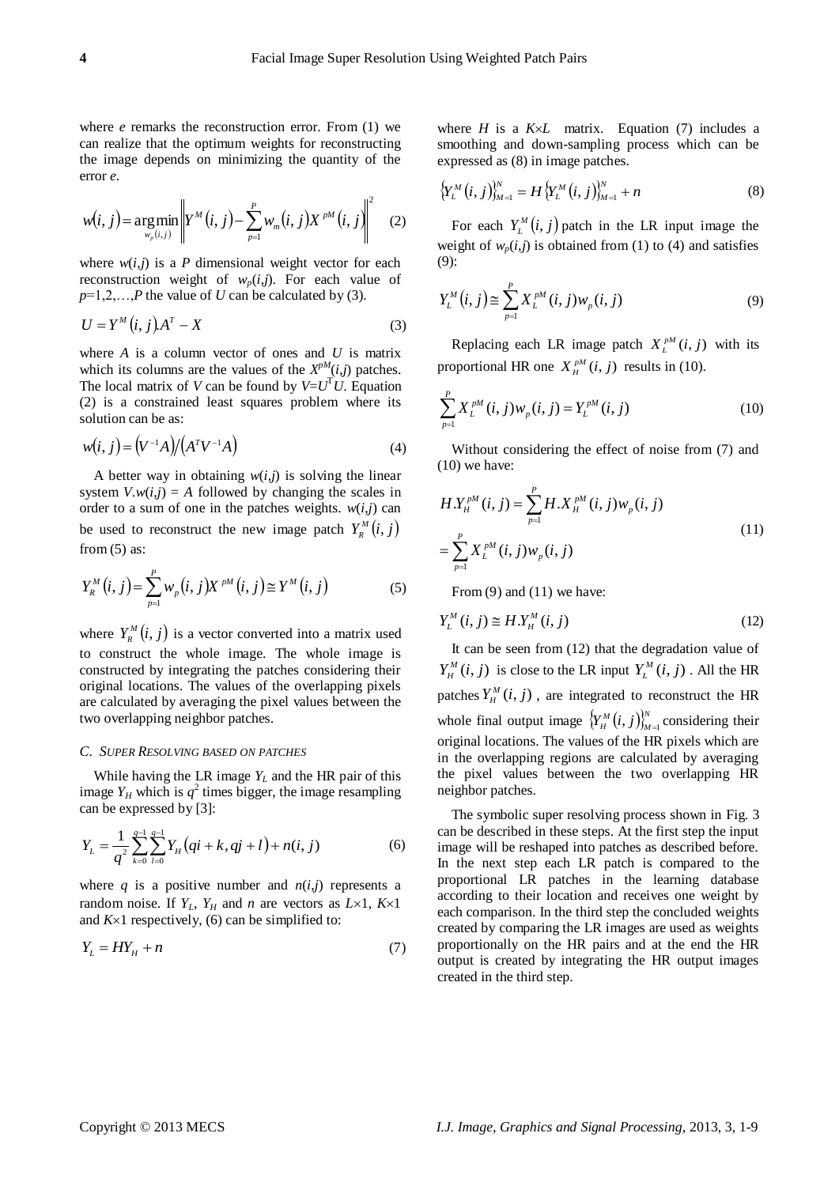where $e$ remarks the reconstruction error. From (1) we can realize that the optimum weights for reconstructing the image depends on minimizing the quantity of the error $e$.

$$w(i,j) = \underset{w_p(i,j)}{\arg\min} \left\| Y^M(i,j) - \sum_{p=1}^{P} w_m(i,j) X^{pM}(i,j) \right\|^2 \quad (2)$$

where $w(i,j)$ is a $P$ dimensional weight vector for each reconstruction weight of $w_p(i,j)$. For each value of $p$=1,2,…,$P$ the value of $U$ can be calculated by (3).

$$U = Y^M(i,j).A^T - X \quad (3)$$

where $A$ is a column vector of ones and $U$ is matrix which its columns are the values of the $X^{pM}(i,j)$ patches. The local matrix of $V$ can be found by $V$=$U^T U$. Equation (2) is a constrained least squares problem where its solution can be as:

$$w(i,j) = \left(V^{-1}A\right) / \left(A^T V^{-1} A\right) \quad (4)$$

A better way in obtaining $w(i,j)$ is solving the linear system $V.w(i,j) = A$ followed by changing the scales in order to a sum of one in the patches weights. $w(i,j)$ can be used to reconstruct the new image patch $Y_R^M(i,j)$ from (5) as:

$$Y_R^M(i,j) = \sum_{p=1}^{P} w_p(i,j) X^{pM}(i,j) \cong Y^M(i,j) \quad (5)$$

where $Y_R^M(i,j)$ is a vector converted into a matrix used to construct the whole image. The whole image is constructed by integrating the patches considering their original locations. The values of the overlapping pixels are calculated by averaging the pixel values between the two overlapping neighbor patches.

### C. SUPER RESOLVING BASED ON PATCHES

While having the LR image $Y_L$ and the HR pair of this image $Y_H$ which is $q^2$ times bigger, the image resampling can be expressed by [3]:

$$Y_L = \frac{1}{q^2} \sum_{k=0}^{q-1} \sum_{l=0}^{q-1} Y_H(qi+k, qj+l) + n(i,j) \quad (6)$$

where $q$ is a positive number and $n(i,j)$ represents a random noise. If $Y_L$, $Y_H$ and $n$ are vectors as $L$×1, $K$×1 and $K$×1 respectively, (6) can be simplified to:

$$Y_L = HY_H + n \quad (7)$$

where $H$ is a $K$×$L$ matrix. Equation (7) includes a smoothing and down-sampling process which can be expressed as (8) in image patches.

$$\left\{Y_L^M(i,j)\right\}_{M=1}^{N} = H\left\{Y_L^M(i,j)\right\}_{M=1}^{N} + n \quad (8)$$

For each $Y_L^M(i,j)$ patch in the LR input image the weight of $w_p(i,j)$ is obtained from (1) to (4) and satisfies (9):

$$Y_L^M(i,j) \cong \sum_{p=1}^{P} X_L^{pM}(i,j) w_p(i,j) \quad (9)$$

Replacing each LR image patch $X_L^{pM}(i,j)$ with its proportional HR one $X_H^{pM}(i,j)$ results in (10).

$$\sum_{p=1}^{P} X_L^{pM}(i,j) w_p(i,j) = Y_L^{pM}(i,j) \quad (10)$$

Without considering the effect of noise from (7) and (10) we have:

$$\begin{aligned} H.Y_H^{pM}(i,j) &= \sum_{p=1}^{P} H.X_H^{pM}(i,j) w_p(i,j) \\ &= \sum_{p=1}^{P} X_L^{pM}(i,j) w_p(i,j) \end{aligned} \quad (11)$$

From (9) and (11) we have:

$$Y_L^M(i,j) \cong H.Y_H^M(i,j) \quad (12)$$

It can be seen from (12) that the degradation value of $Y_H^M(i,j)$ is close to the LR input $Y_L^M(i,j)$. All the HR patches $Y_H^M(i,j)$, are integrated to reconstruct the HR whole final output image $\left\{Y_H^M(i,j)\right\}_{M=1}^{N}$ considering their original locations. The values of the HR pixels which are in the overlapping regions are calculated by averaging the pixel values between the two overlapping HR neighbor patches.

The symbolic super resolving process shown in Fig. 3 can be described in these steps. At the first step the input image will be reshaped into patches as described before. In the next step each LR patch is compared to the proportional LR patches in the learning database according to their location and receives one weight by each comparison. In the third step the concluded weights created by comparing the LR images are used as weights proportionally on the HR pairs and at the end the HR output is created by integrating the HR output images created in the third step.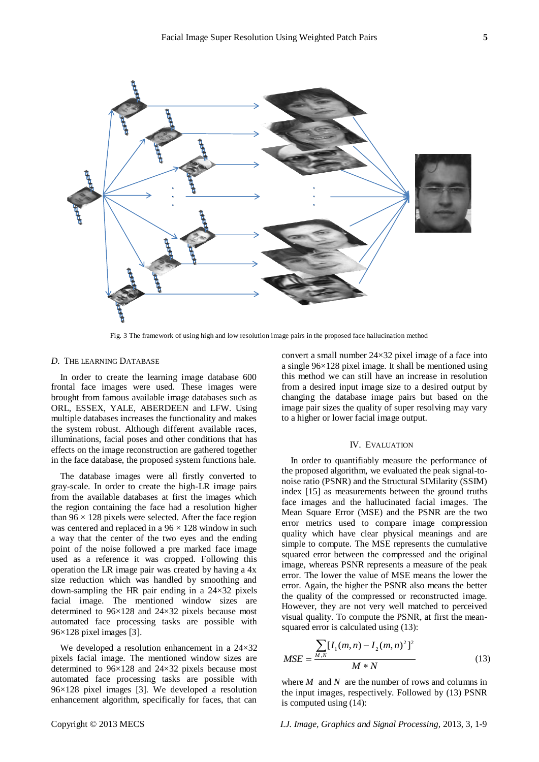Fig. 3 The framework of using high and low resolution image pairs in the proposed face hallucination method

### D. The Learning Database

In order to create the learning image database 600 frontal face images were used. These images were brought from famous available image databases such as ORL, ESSEX, YALE, ABERDEEN and LFW. Using multiple databases increases the functionality and makes the system robust. Although different available races, illuminations, facial poses and other conditions that has effects on the image reconstruction are gathered together in the face database, the proposed system functions hale.

The database images were all firstly converted to gray-scale. In order to create the high-LR image pairs from the available databases at first the images which the region containing the face had a resolution higher than 96 × 128 pixels were selected. After the face region was centered and replaced in a 96 × 128 window in such a way that the center of the two eyes and the ending point of the noise followed a pre marked face image used as a reference it was cropped. Following this operation the LR image pair was created by having a 4x size reduction which was handled by smoothing and down-sampling the HR pair ending in a 24×32 pixels facial image. The mentioned window sizes are determined to 96×128 and 24×32 pixels because most automated face processing tasks are possible with 96×128 pixel images [3].

We developed a resolution enhancement in a 24×32 pixels facial image. The mentioned window sizes are determined to 96×128 and 24×32 pixels because most automated face processing tasks are possible with 96×128 pixel images [3]. We developed a resolution enhancement algorithm, specifically for faces, that can convert a small number 24×32 pixel image of a face into a single 96×128 pixel image. It shall be mentioned using this method we can still have an increase in resolution from a desired input image size to a desired output by changing the database image pairs but based on the image pair sizes the quality of super resolving may vary to a higher or lower facial image output.

## IV. Evaluation

In order to quantifiably measure the performance of the proposed algorithm, we evaluated the peak signal-to-noise ratio (PSNR) and the Structural SIMilarity (SSIM) index [15] as measurements between the ground truths face images and the hallucinated facial images. The Mean Square Error (MSE) and the PSNR are the two error metrics used to compare image compression quality which have clear physical meanings and are simple to compute. The MSE represents the cumulative squared error between the compressed and the original image, whereas PSNR represents a measure of the peak error. The lower the value of MSE means the lower the error. Again, the higher the PSNR also means the better the quality of the compressed or reconstructed image. However, they are not very well matched to perceived visual quality. To compute the PSNR, at first the mean-squared error is calculated using (13):

$$MSE = \frac{\sum_{M,N}[I_1(m,n) - I_2(m,n)^2]^2}{M * N} \tag{13}$$

where $M$ and $N$ are the number of rows and columns in the input images, respectively. Followed by (13) PSNR is computed using (14):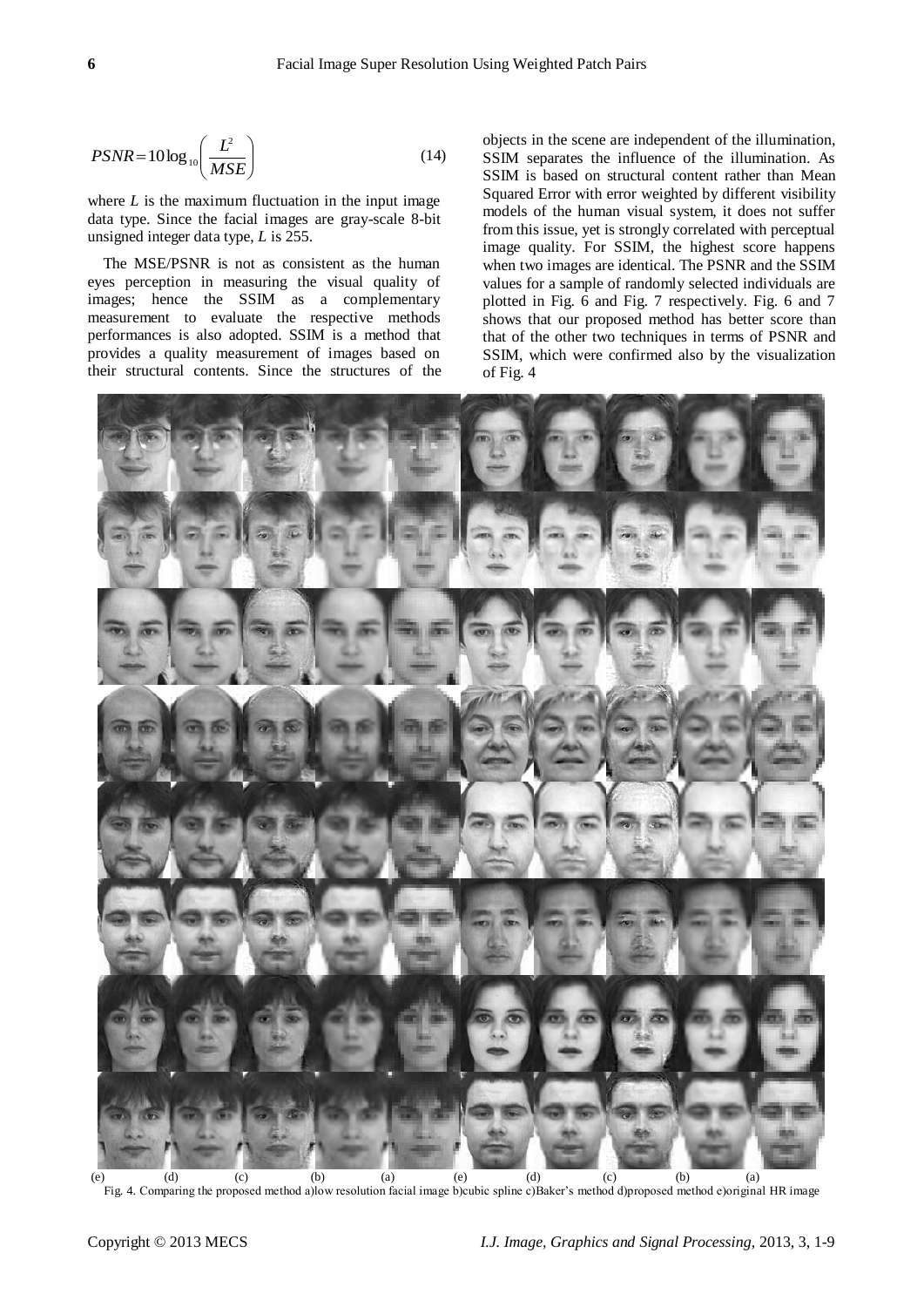$$PSNR = 10\log_{10}\left(\frac{L^2}{MSE}\right) \tag{14}$$

where $L$ is the maximum fluctuation in the input image data type. Since the facial images are gray-scale 8-bit unsigned integer data type, $L$ is 255.

The MSE/PSNR is not as consistent as the human eyes perception in measuring the visual quality of images; hence the SSIM as a complementary measurement to evaluate the respective methods performances is also adopted. SSIM is a method that provides a quality measurement of images based on their structural contents. Since the structures of the objects in the scene are independent of the illumination, SSIM separates the influence of the illumination. As SSIM is based on structural content rather than Mean Squared Error with error weighted by different visibility models of the human visual system, it does not suffer from this issue, yet is strongly correlated with perceptual image quality. For SSIM, the highest score happens when two images are identical. The PSNR and the SSIM values for a sample of randomly selected individuals are plotted in Fig. 6 and Fig. 7 respectively. Fig. 6 and 7 shows that our proposed method has better score than that of the other two techniques in terms of PSNR and SSIM, which were confirmed also by the visualization of Fig. 4

(e) (d) (c) (b) (a) (e) (d) (c) (b) (a)

Fig. 4. Comparing the proposed method a)low resolution facial image b)cubic spline c)Baker's method d)proposed method e)original HR image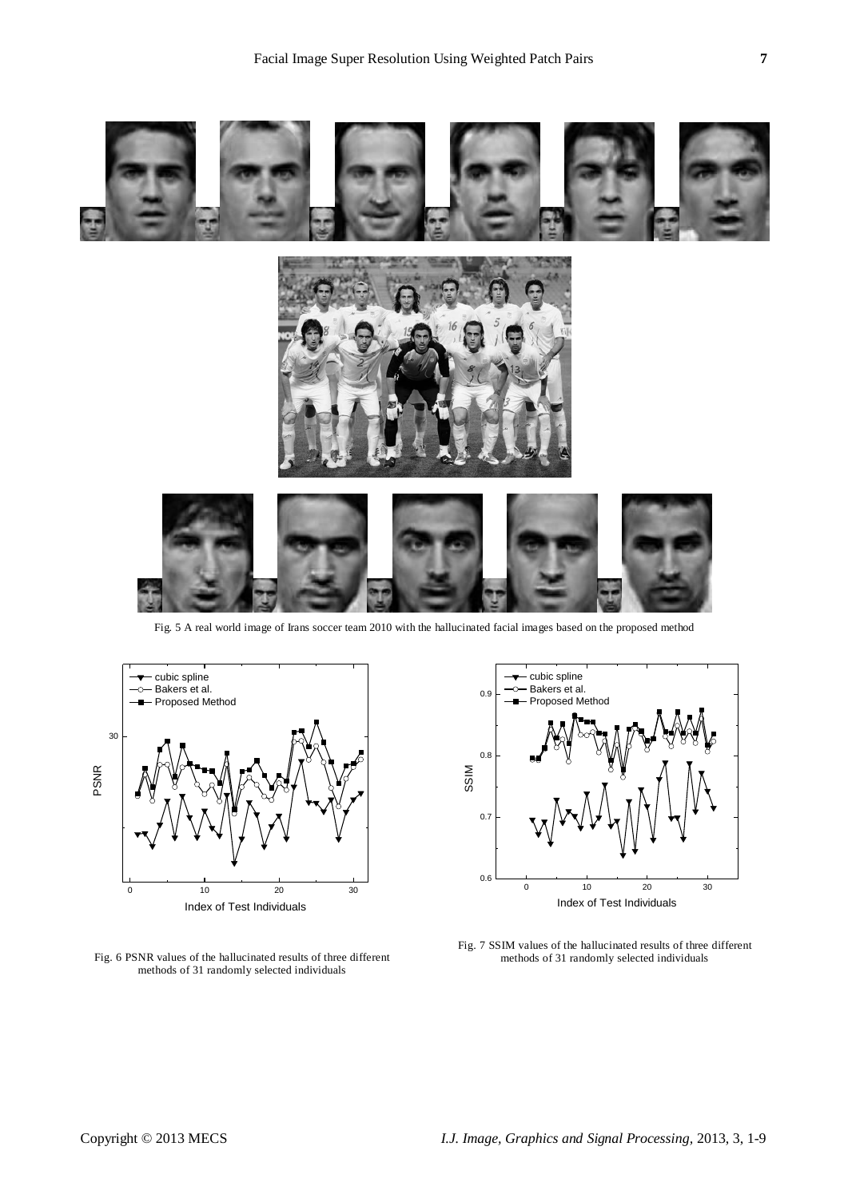Fig. 5 A real world image of Irans soccer team 2010 with the hallucinated facial images based on the proposed method

Fig. 6 PSNR values of the hallucinated results of three different methods of 31 randomly selected individuals

Fig. 7 SSIM values of the hallucinated results of three different methods of 31 randomly selected individuals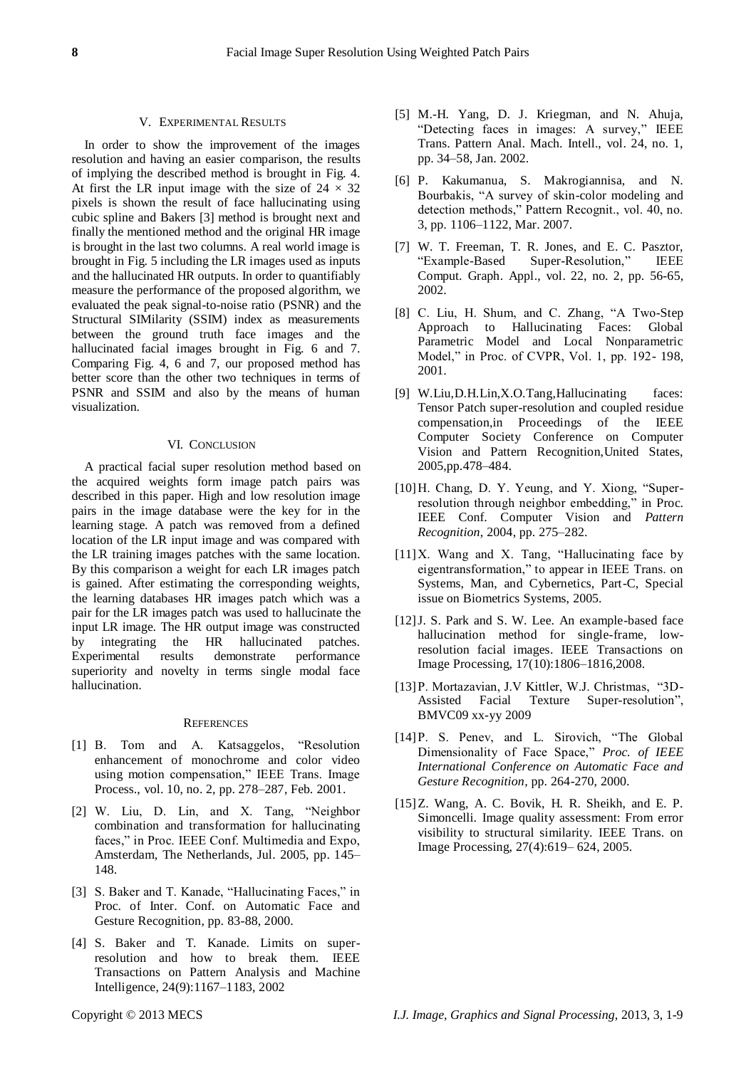## V. Experimental Results

In order to show the improvement of the images resolution and having an easier comparison, the results of implying the described method is brought in Fig. 4. At first the LR input image with the size of $24 \times 32$ pixels is shown the result of face hallucinating using cubic spline and Bakers [3] method is brought next and finally the mentioned method and the original HR image is brought in the last two columns. A real world image is brought in Fig. 5 including the LR images used as inputs and the hallucinated HR outputs. In order to quantifiably measure the performance of the proposed algorithm, we evaluated the peak signal-to-noise ratio (PSNR) and the Structural SIMilarity (SSIM) index as measurements between the ground truth face images and the hallucinated facial images brought in Fig. 6 and 7. Comparing Fig. 4, 6 and 7, our proposed method has better score than the other two techniques in terms of PSNR and SSIM and also by the means of human visualization.

## VI. Conclusion

A practical facial super resolution method based on the acquired weights form image patch pairs was described in this paper. High and low resolution image pairs in the image database were the key for in the learning stage. A patch was removed from a defined location of the LR input image and was compared with the LR training images patches with the same location. By this comparison a weight for each LR images patch is gained. After estimating the corresponding weights, the learning databases HR images patch which was a pair for the LR images patch was used to hallucinate the input LR image. The HR output image was constructed by integrating the HR hallucinated patches. Experimental results demonstrate performance superiority and novelty in terms single modal face hallucination.

## References

[1] B. Tom and A. Katsaggelos, "Resolution enhancement of monochrome and color video using motion compensation," IEEE Trans. Image Process., vol. 10, no. 2, pp. 278–287, Feb. 2001.

[2] W. Liu, D. Lin, and X. Tang, "Neighbor combination and transformation for hallucinating faces," in Proc. IEEE Conf. Multimedia and Expo, Amsterdam, The Netherlands, Jul. 2005, pp. 145–148.

[3] S. Baker and T. Kanade, "Hallucinating Faces," in Proc. of Inter. Conf. on Automatic Face and Gesture Recognition, pp. 83-88, 2000.

[4] S. Baker and T. Kanade. Limits on super-resolution and how to break them. IEEE Transactions on Pattern Analysis and Machine Intelligence, 24(9):1167–1183, 2002

[5] M.-H. Yang, D. J. Kriegman, and N. Ahuja, "Detecting faces in images: A survey," IEEE Trans. Pattern Anal. Mach. Intell., vol. 24, no. 1, pp. 34–58, Jan. 2002.

[6] P. Kakumanua, S. Makrogiannisa, and N. Bourbakis, "A survey of skin-color modeling and detection methods," Pattern Recognit., vol. 40, no. 3, pp. 1106–1122, Mar. 2007.

[7] W. T. Freeman, T. R. Jones, and E. C. Pasztor, "Example-Based Super-Resolution," IEEE Comput. Graph. Appl., vol. 22, no. 2, pp. 56-65, 2002.

[8] C. Liu, H. Shum, and C. Zhang, "A Two-Step Approach to Hallucinating Faces: Global Parametric Model and Local Nonparametric Model," in Proc. of CVPR, Vol. 1, pp. 192- 198, 2001.

[9] W.Liu,D.H.Lin,X.O.Tang,Hallucinating faces: Tensor Patch super-resolution and coupled residue compensation,in Proceedings of the IEEE Computer Society Conference on Computer Vision and Pattern Recognition,United States, 2005,pp.478–484.

[10] H. Chang, D. Y. Yeung, and Y. Xiong, "Super-resolution through neighbor embedding," in Proc. IEEE Conf. Computer Vision and *Pattern Recognition*, 2004, pp. 275–282.

[11] X. Wang and X. Tang, "Hallucinating face by eigentransformation," to appear in IEEE Trans. on Systems, Man, and Cybernetics, Part-C, Special issue on Biometrics Systems, 2005.

[12] J. S. Park and S. W. Lee. An example-based face hallucination method for single-frame, low-resolution facial images. IEEE Transactions on Image Processing, 17(10):1806–1816,2008.

[13] P. Mortazavian, J.V Kittler, W.J. Christmas, "3D-Assisted Facial Texture Super-resolution", BMVC09 xx-yy 2009

[14] P. S. Penev, and L. Sirovich, "The Global Dimensionality of Face Space," *Proc. of IEEE International Conference on Automatic Face and Gesture Recognition*, pp. 264-270, 2000.

[15] Z. Wang, A. C. Bovik, H. R. Sheikh, and E. P. Simoncelli. Image quality assessment: From error visibility to structural similarity. IEEE Trans. on Image Processing, 27(4):619– 624, 2005.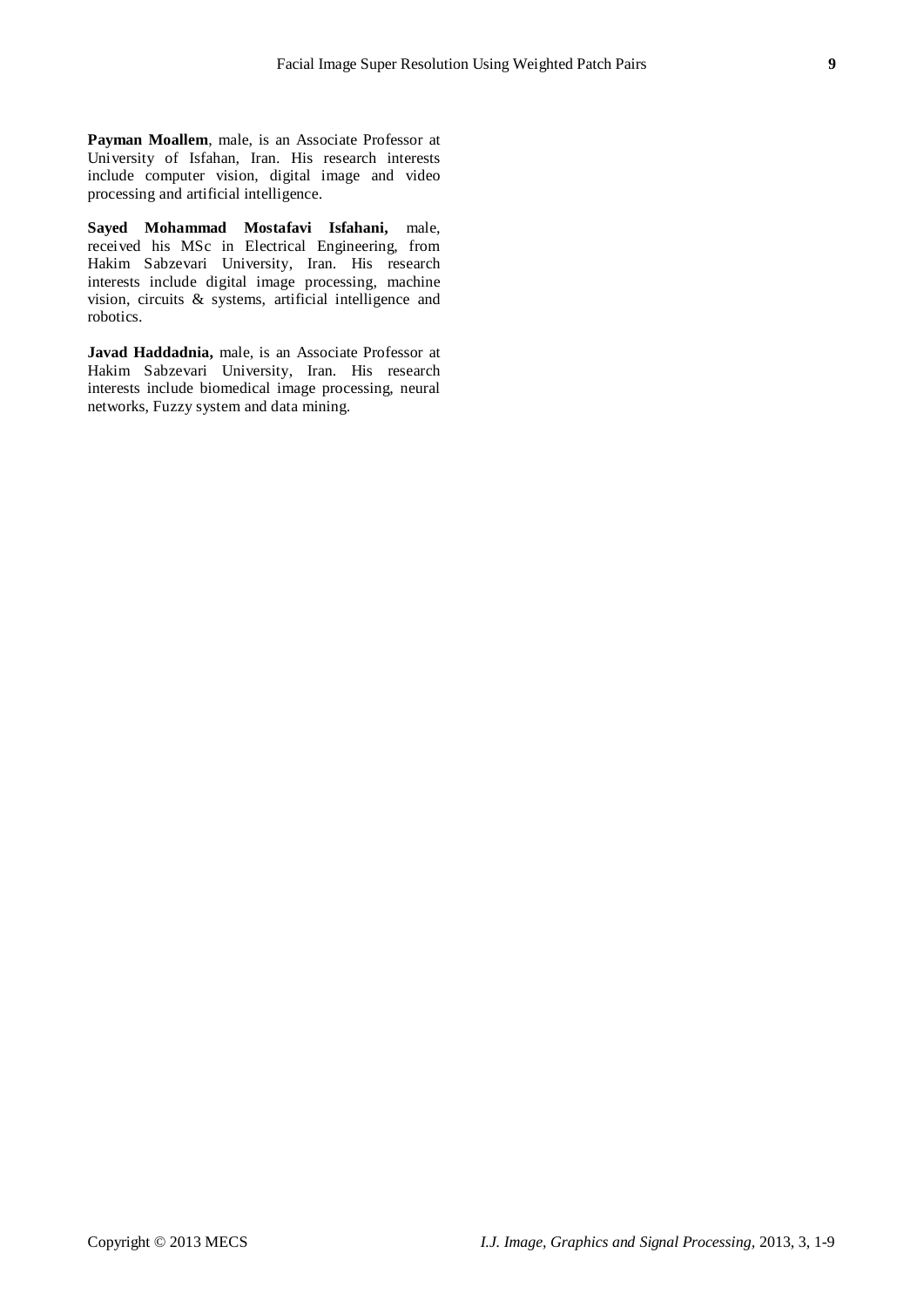**Payman Moallem**, male, is an Associate Professor at University of Isfahan, Iran. His research interests include computer vision, digital image and video processing and artificial intelligence.

**Sayed Mohammad Mostafavi Isfahani,** male, received his MSc in Electrical Engineering, from Hakim Sabzevari University, Iran. His research interests include digital image processing, machine vision, circuits & systems, artificial intelligence and robotics.

**Javad Haddadnia,** male, is an Associate Professor at Hakim Sabzevari University, Iran. His research interests include biomedical image processing, neural networks, Fuzzy system and data mining.